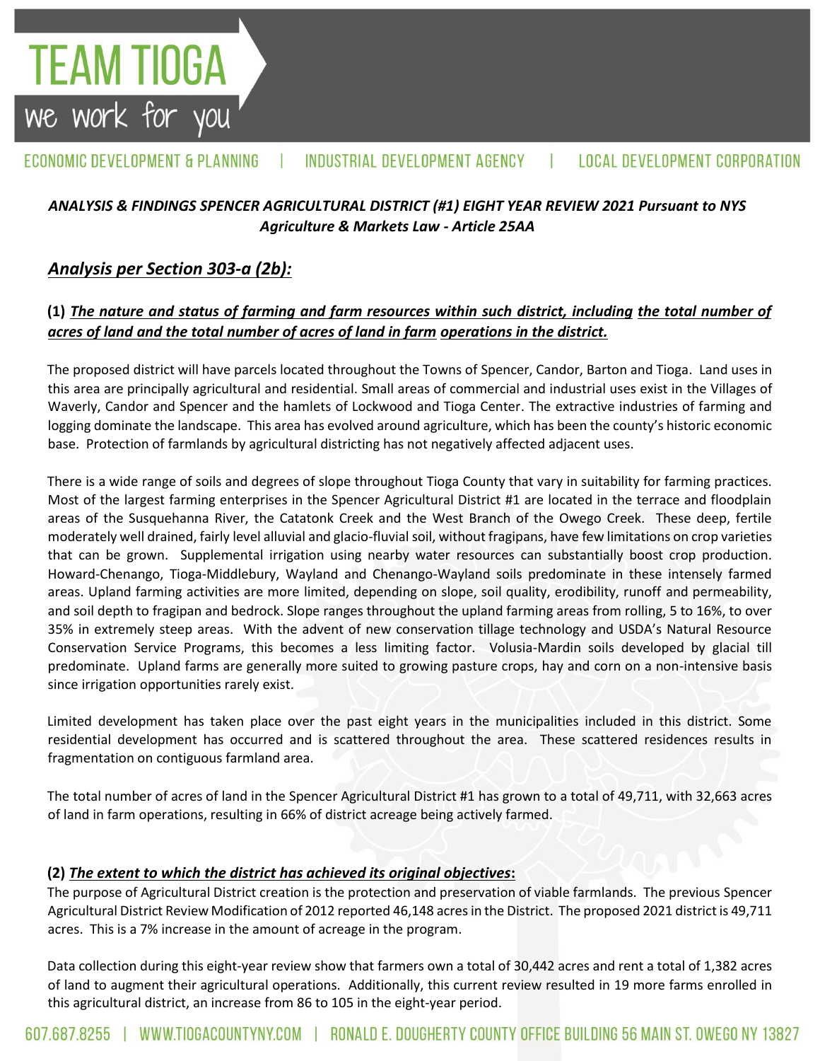# TEAM TIOGA

we work for you

ECONOMIC DEVELOPMENT & PLANNING | INDUSTRIAL DEVELOPMENT AGENCY | LOCAL DEVELOPMENT CORPORATION

***ANALYSIS & FINDINGS SPENCER AGRICULTURAL DISTRICT (#1) EIGHT YEAR REVIEW 2021 Pursuant to NYS Agriculture & Markets Law - Article 25AA***

## *Analysis per Section 303-a (2b):*

### (1) *The nature and status of farming and farm resources within such district, including the total number of acres of land and the total number of acres of land in farm operations in the district.*

The proposed district will have parcels located throughout the Towns of Spencer, Candor, Barton and Tioga. Land uses in this area are principally agricultural and residential. Small areas of commercial and industrial uses exist in the Villages of Waverly, Candor and Spencer and the hamlets of Lockwood and Tioga Center. The extractive industries of farming and logging dominate the landscape. This area has evolved around agriculture, which has been the county's historic economic base. Protection of farmlands by agricultural districting has not negatively affected adjacent uses.

There is a wide range of soils and degrees of slope throughout Tioga County that vary in suitability for farming practices. Most of the largest farming enterprises in the Spencer Agricultural District #1 are located in the terrace and floodplain areas of the Susquehanna River, the Catatonk Creek and the West Branch of the Owego Creek. These deep, fertile moderately well drained, fairly level alluvial and glacio-fluvial soil, without fragipans, have few limitations on crop varieties that can be grown. Supplemental irrigation using nearby water resources can substantially boost crop production. Howard-Chenango, Tioga-Middlebury, Wayland and Chenango-Wayland soils predominate in these intensely farmed areas. Upland farming activities are more limited, depending on slope, soil quality, erodibility, runoff and permeability, and soil depth to fragipan and bedrock. Slope ranges throughout the upland farming areas from rolling, 5 to 16%, to over 35% in extremely steep areas. With the advent of new conservation tillage technology and USDA's Natural Resource Conservation Service Programs, this becomes a less limiting factor. Volusia-Mardin soils developed by glacial till predominate. Upland farms are generally more suited to growing pasture crops, hay and corn on a non-intensive basis since irrigation opportunities rarely exist.

Limited development has taken place over the past eight years in the municipalities included in this district. Some residential development has occurred and is scattered throughout the area. These scattered residences results in fragmentation on contiguous farmland area.

The total number of acres of land in the Spencer Agricultural District #1 has grown to a total of 49,711, with 32,663 acres of land in farm operations, resulting in 66% of district acreage being actively farmed.

### (2) *The extent to which the district has achieved its original objectives*:

The purpose of Agricultural District creation is the protection and preservation of viable farmlands. The previous Spencer Agricultural District Review Modification of 2012 reported 46,148 acres in the District. The proposed 2021 district is 49,711 acres. This is a 7% increase in the amount of acreage in the program.

Data collection during this eight-year review show that farmers own a total of 30,442 acres and rent a total of 1,382 acres of land to augment their agricultural operations. Additionally, this current review resulted in 19 more farms enrolled in this agricultural district, an increase from 86 to 105 in the eight-year period.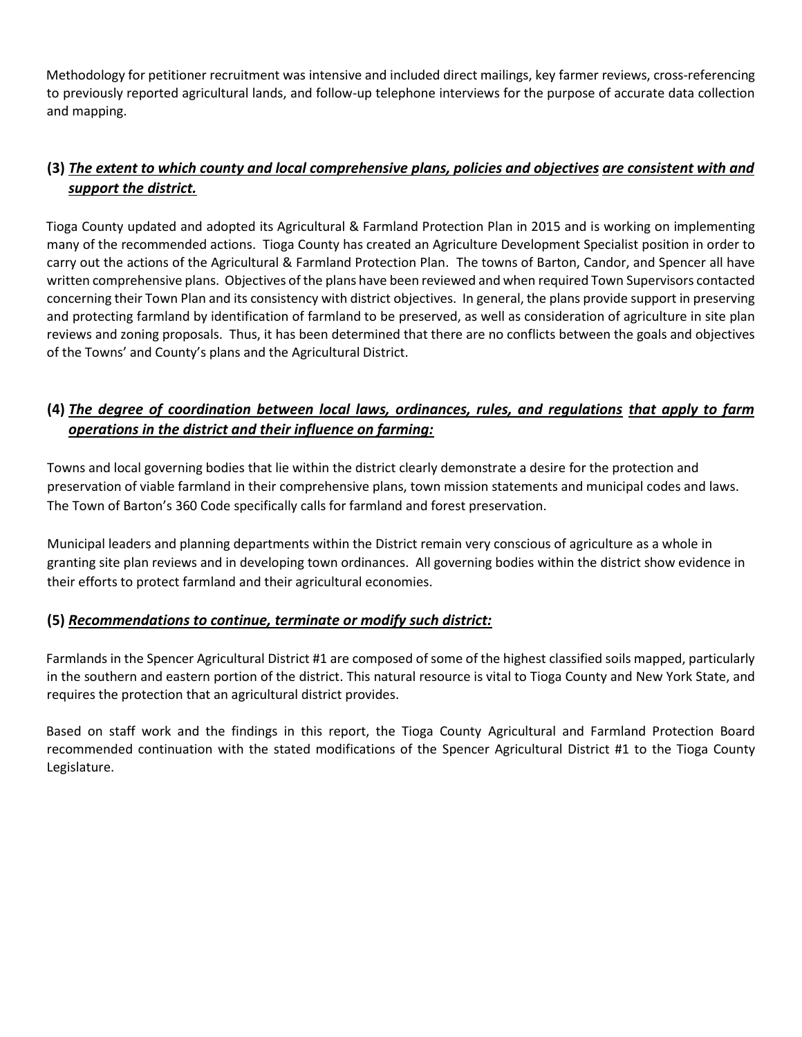Methodology for petitioner recruitment was intensive and included direct mailings, key farmer reviews, cross-referencing to previously reported agricultural lands, and follow-up telephone interviews for the purpose of accurate data collection and mapping.

## (3) ***The extent to which county and local comprehensive plans, policies and objectives are consistent with and support the district.***

Tioga County updated and adopted its Agricultural & Farmland Protection Plan in 2015 and is working on implementing many of the recommended actions. Tioga County has created an Agriculture Development Specialist position in order to carry out the actions of the Agricultural & Farmland Protection Plan. The towns of Barton, Candor, and Spencer all have written comprehensive plans. Objectives of the plans have been reviewed and when required Town Supervisors contacted concerning their Town Plan and its consistency with district objectives. In general, the plans provide support in preserving and protecting farmland by identification of farmland to be preserved, as well as consideration of agriculture in site plan reviews and zoning proposals. Thus, it has been determined that there are no conflicts between the goals and objectives of the Towns' and County's plans and the Agricultural District.

## (4) ***The degree of coordination between local laws, ordinances, rules, and regulations that apply to farm operations in the district and their influence on farming:***

Towns and local governing bodies that lie within the district clearly demonstrate a desire for the protection and preservation of viable farmland in their comprehensive plans, town mission statements and municipal codes and laws. The Town of Barton's 360 Code specifically calls for farmland and forest preservation.

Municipal leaders and planning departments within the District remain very conscious of agriculture as a whole in granting site plan reviews and in developing town ordinances. All governing bodies within the district show evidence in their efforts to protect farmland and their agricultural economies.

## (5) ***Recommendations to continue, terminate or modify such district:***

Farmlands in the Spencer Agricultural District #1 are composed of some of the highest classified soils mapped, particularly in the southern and eastern portion of the district. This natural resource is vital to Tioga County and New York State, and requires the protection that an agricultural district provides.

Based on staff work and the findings in this report, the Tioga County Agricultural and Farmland Protection Board recommended continuation with the stated modifications of the Spencer Agricultural District #1 to the Tioga County Legislature.